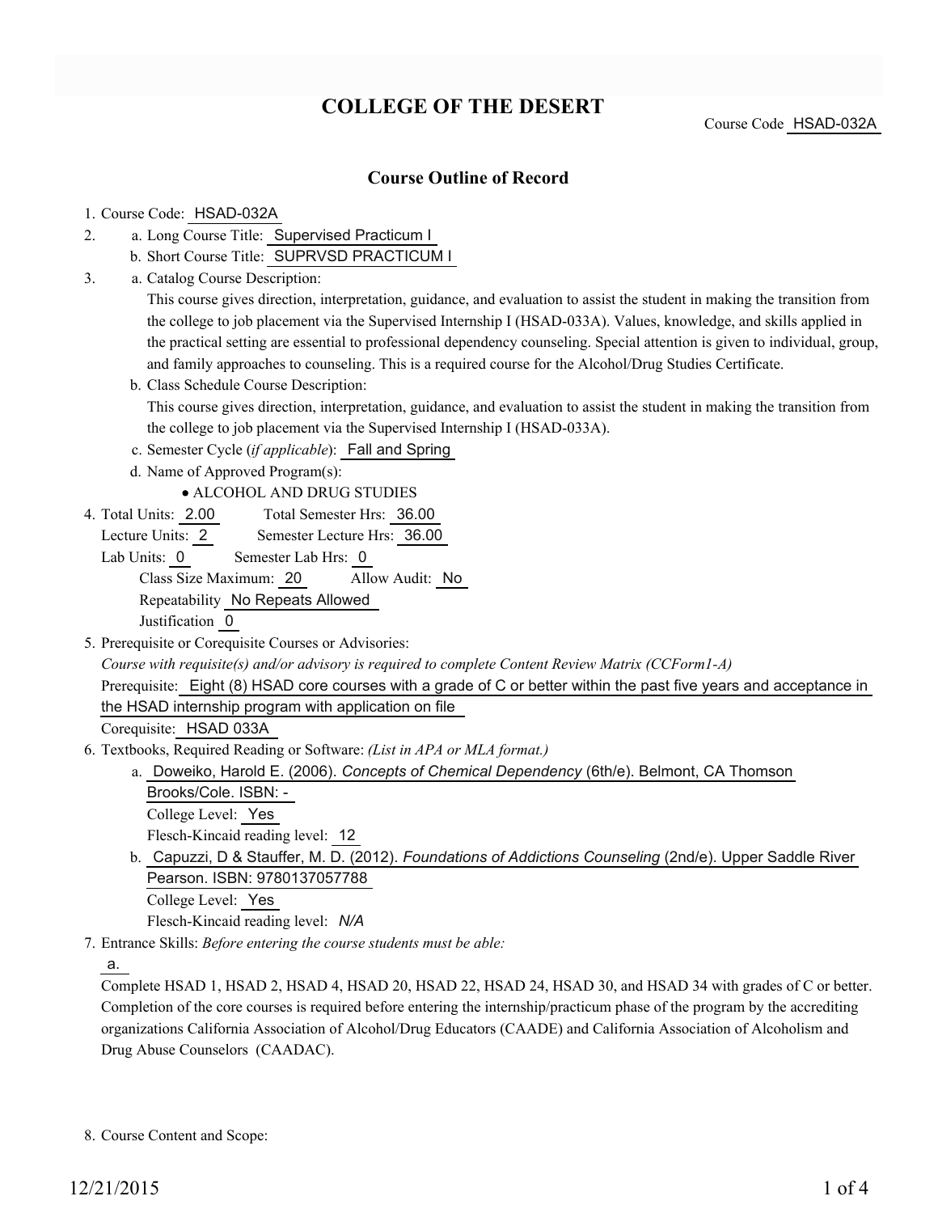# COLLEGE OF THE DESERT

Course Code HSAD-032A

## Course Outline of Record

1. Course Code: HSAD-032A
2. a. Long Course Title: Supervised Practicum I
   b. Short Course Title: SUPRVSD PRACTICUM I
3. a. Catalog Course Description:
   This course gives direction, interpretation, guidance, and evaluation to assist the student in making the transition from the college to job placement via the Supervised Internship I (HSAD-033A). Values, knowledge, and skills applied in the practical setting are essential to professional dependency counseling. Special attention is given to individual, group, and family approaches to counseling. This is a required course for the Alcohol/Drug Studies Certificate.
   b. Class Schedule Course Description:
   This course gives direction, interpretation, guidance, and evaluation to assist the student in making the transition from the college to job placement via the Supervised Internship I (HSAD-033A).
   c. Semester Cycle (*if applicable*): Fall and Spring
   d. Name of Approved Program(s):
      - ALCOHOL AND DRUG STUDIES
4. Total Units: 2.00 Total Semester Hrs: 36.00
   Lecture Units: 2 Semester Lecture Hrs: 36.00
   Lab Units: 0 Semester Lab Hrs: 0
   Class Size Maximum: 20 Allow Audit: No
   Repeatability No Repeats Allowed
   Justification 0
5. Prerequisite or Corequisite Courses or Advisories:
   *Course with requisite(s) and/or advisory is required to complete Content Review Matrix (CCForm1-A)*
   Prerequisite: Eight (8) HSAD core courses with a grade of C or better within the past five years and acceptance in the HSAD internship program with application on file
   Corequisite: HSAD 033A
6. Textbooks, Required Reading or Software: *(List in APA or MLA format.)*
   a. Doweiko, Harold E. (2006). *Concepts of Chemical Dependency* (6th/e). Belmont, CA Thomson Brooks/Cole. ISBN: -
      College Level: Yes
      Flesch-Kincaid reading level: 12
   b. Capuzzi, D & Stauffer, M. D. (2012). *Foundations of Addictions Counseling* (2nd/e). Upper Saddle River Pearson. ISBN: 9780137057788
      College Level: Yes
      Flesch-Kincaid reading level: *N/A*
7. Entrance Skills: *Before entering the course students must be able:*
   a.
   Complete HSAD 1, HSAD 2, HSAD 4, HSAD 20, HSAD 22, HSAD 24, HSAD 30, and HSAD 34 with grades of C or better. Completion of the core courses is required before entering the internship/practicum phase of the program by the accrediting organizations California Association of Alcohol/Drug Educators (CAADE) and California Association of Alcoholism and Drug Abuse Counselors (CAADAC).
8. Course Content and Scope:

12/21/2015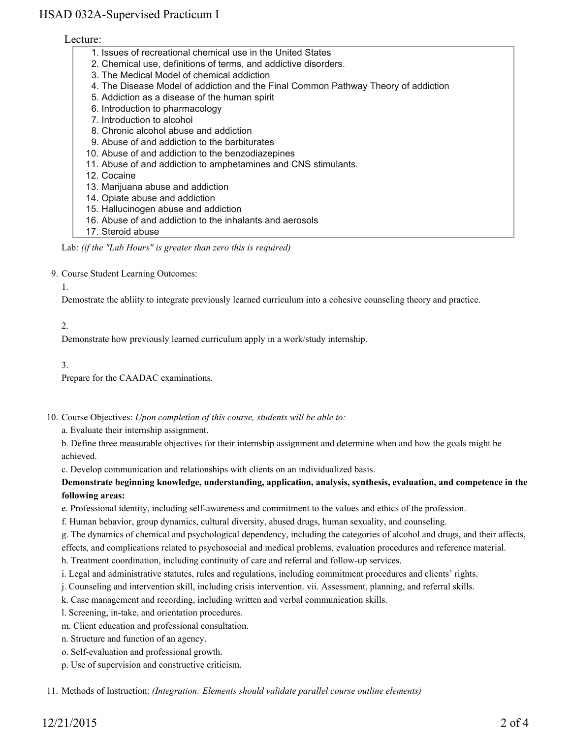Lecture:

1. Issues of recreational chemical use in the United States
2. Chemical use, definitions of terms, and addictive disorders.
3. The Medical Model of chemical addiction
4. The Disease Model of addiction and the Final Common Pathway Theory of addiction
5. Addiction as a disease of the human spirit
6. Introduction to pharmacology
7. Introduction to alcohol
8. Chronic alcohol abuse and addiction
9. Abuse of and addiction to the barbiturates
10. Abuse of and addiction to the benzodiazepines
11. Abuse of and addiction to amphetamines and CNS stimulants.
12. Cocaine
13. Marijuana abuse and addiction
14. Opiate abuse and addiction
15. Hallucinogen abuse and addiction
16. Abuse of and addiction to the inhalants and aerosols
17. Steroid abuse

Lab: *(if the "Lab Hours" is greater than zero this is required)*

9. Course Student Learning Outcomes:

1.

Demostrate the abliity to integrate previously learned curriculum into a cohesive counseling theory and practice.

2.

Demonstrate how previously learned curriculum apply in a work/study internship.

3.

Prepare for the CAADAC examinations.

10. Course Objectives: *Upon completion of this course, students will be able to:*

a. Evaluate their internship assignment.

b. Define three measurable objectives for their internship assignment and determine when and how the goals might be achieved.

c. Develop communication and relationships with clients on an individualized basis.

**Demonstrate beginning knowledge, understanding, application, analysis, synthesis, evaluation, and competence in the following areas:**

e. Professional identity, including self-awareness and commitment to the values and ethics of the profession.

f. Human behavior, group dynamics, cultural diversity, abused drugs, human sexuality, and counseling.

g. The dynamics of chemical and psychological dependency, including the categories of alcohol and drugs, and their affects, effects, and complications related to psychosocial and medical problems, evaluation procedures and reference material.

h. Treatment coordination, including continuity of care and referral and follow-up services.

i. Legal and administrative statutes, rules and regulations, including commitment procedures and clients' rights.

j. Counseling and intervention skill, including crisis intervention. vii. Assessment, planning, and referral skills.

k. Case management and recording, including written and verbal communication skills.

l. Screening, in-take, and orientation procedures.

m. Client education and professional consultation.

n. Structure and function of an agency.

o. Self-evaluation and professional growth.

p. Use of supervision and constructive criticism.

11. Methods of Instruction: *(Integration: Elements should validate parallel course outline elements)*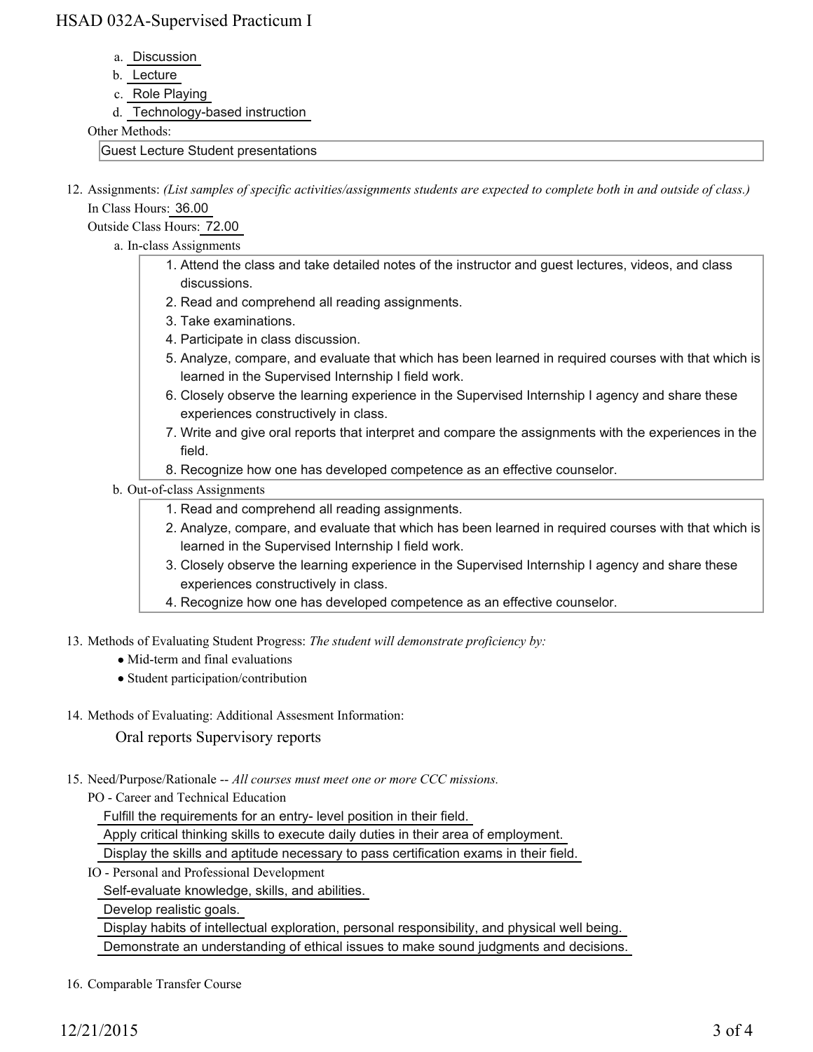a. Discussion
b. Lecture
c. Role Playing
d. Technology-based instruction

Other Methods:

Guest Lecture Student presentations

12. Assignments: *(List samples of specific activities/assignments students are expected to complete both in and out of class.)*

    In Class Hours: 36.00

    Outside Class Hours: 72.00

    a. In-class Assignments

        1. Attend the class and take detailed notes of the instructor and guest lectures, videos, and class discussions.
        2. Read and comprehend all reading assignments.
        3. Take examinations.
        4. Participate in class discussion.
        5. Analyze, compare, and evaluate that which has been learned in required courses with that which is learned in the Supervised Internship I field work.
        6. Closely observe the learning experience in the Supervised Internship I agency and share these experiences constructively in class.
        7. Write and give oral reports that interpret and compare the assignments with the experiences in the field.
        8. Recognize how one has developed competence as an effective counselor.

    b. Out-of-class Assignments

        1. Read and comprehend all reading assignments.
        2. Analyze, compare, and evaluate that which has been learned in required courses with that which is learned in the Supervised Internship I field work.
        3. Closely observe the learning experience in the Supervised Internship I agency and share these experiences constructively in class.
        4. Recognize how one has developed competence as an effective counselor.

13. Methods of Evaluating Student Progress: *The student will demonstrate proficiency by:*

    - Mid-term and final evaluations
    - Student participation/contribution

14. Methods of Evaluating: Additional Assesment Information:

    Oral reports Supervisory reports

15. Need/Purpose/Rationale -- *All courses must meet one or more CCC missions.*

    PO - Career and Technical Education

    Fulfill the requirements for an entry- level position in their field.

    Apply critical thinking skills to execute daily duties in their area of employment.

    Display the skills and aptitude necessary to pass certification exams in their field.

    IO - Personal and Professional Development

    Self-evaluate knowledge, skills, and abilities.

    Develop realistic goals.

    Display habits of intellectual exploration, personal responsibility, and physical well being.

    Demonstrate an understanding of ethical issues to make sound judgments and decisions.

16. Comparable Transfer Course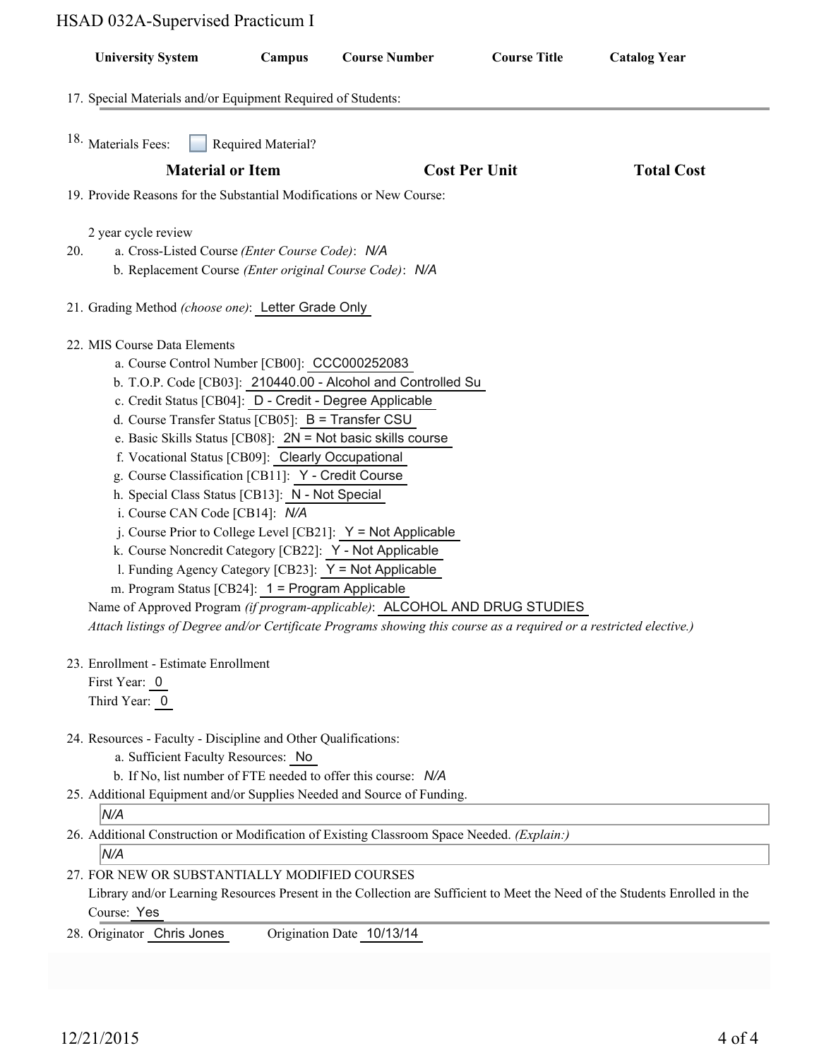# HSAD 032A-Supervised Practicum I

| University System | Campus | Course Number | Course Title | Catalog Year |
|---|---|---|---|---|

17. Special Materials and/or Equipment Required of Students:

18. Materials Fees: ☐ Required Material?

| Material or Item | Cost Per Unit | Total Cost |
|---|---|---|

19. Provide Reasons for the Substantial Modifications or New Course:

2 year cycle review

20. a. Cross-Listed Course *(Enter Course Code)*: *N/A*
    b. Replacement Course *(Enter original Course Code)*: *N/A*

21. Grading Method *(choose one)*: Letter Grade Only

22. MIS Course Data Elements
    a. Course Control Number [CB00]: CCC000252083
    b. T.O.P. Code [CB03]: 210440.00 - Alcohol and Controlled Su
    c. Credit Status [CB04]: D - Credit - Degree Applicable
    d. Course Transfer Status [CB05]: B = Transfer CSU
    e. Basic Skills Status [CB08]: 2N = Not basic skills course
    f. Vocational Status [CB09]: Clearly Occupational
    g. Course Classification [CB11]: Y - Credit Course
    h. Special Class Status [CB13]: N - Not Special
    i. Course CAN Code [CB14]: *N/A*
    j. Course Prior to College Level [CB21]: Y = Not Applicable
    k. Course Noncredit Category [CB22]: Y - Not Applicable
    l. Funding Agency Category [CB23]: Y = Not Applicable
    m. Program Status [CB24]: 1 = Program Applicable

    Name of Approved Program *(if program-applicable)*: ALCOHOL AND DRUG STUDIES

    *Attach listings of Degree and/or Certificate Programs showing this course as a required or a restricted elective.)*

23. Enrollment - Estimate Enrollment
    First Year: 0
    Third Year: 0

24. Resources - Faculty - Discipline and Other Qualifications:
    a. Sufficient Faculty Resources: No
    b. If No, list number of FTE needed to offer this course: *N/A*

25. Additional Equipment and/or Supplies Needed and Source of Funding.
    *N/A*

26. Additional Construction or Modification of Existing Classroom Space Needed. *(Explain:)*
    *N/A*

27. FOR NEW OR SUBSTANTIALLY MODIFIED COURSES
    Library and/or Learning Resources Present in the Collection are Sufficient to Meet the Need of the Students Enrolled in the Course: Yes

28. Originator Chris Jones Origination Date 10/13/14

12/21/2015